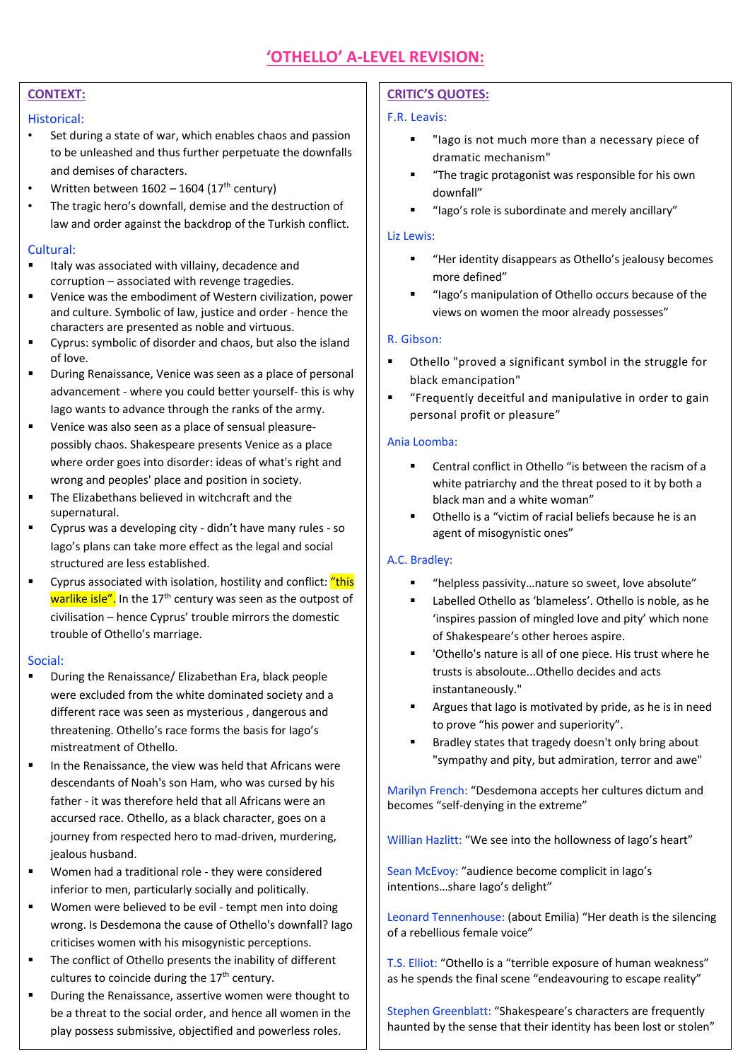# 'OTHELLO' A-LEVEL REVISION:

## CONTEXT:

### Historical:

- Set during a state of war, which enables chaos and passion to be unleashed and thus further perpetuate the downfalls and demises of characters.
- Written between 1602 – 1604 (17th century)
- The tragic hero's downfall, demise and the destruction of law and order against the backdrop of the Turkish conflict.

### Cultural:

- Italy was associated with villainy, decadence and corruption – associated with revenge tragedies.
- Venice was the embodiment of Western civilization, power and culture. Symbolic of law, justice and order - hence the characters are presented as noble and virtuous.
- Cyprus: symbolic of disorder and chaos, but also the island of love.
- During Renaissance, Venice was seen as a place of personal advancement - where you could better yourself- this is why Iago wants to advance through the ranks of the army.
- Venice was also seen as a place of sensual pleasure- possibly chaos. Shakespeare presents Venice as a place where order goes into disorder: ideas of what's right and wrong and peoples' place and position in society.
- The Elizabethans believed in witchcraft and the supernatural.
- Cyprus was a developing city - didn't have many rules - so Iago's plans can take more effect as the legal and social structured are less established.
- Cyprus associated with isolation, hostility and conflict: "this warlike isle". In the 17th century was seen as the outpost of civilisation – hence Cyprus' trouble mirrors the domestic trouble of Othello's marriage.

### Social:

- During the Renaissance/ Elizabethan Era, black people were excluded from the white dominated society and a different race was seen as mysterious , dangerous and threatening. Othello's race forms the basis for Iago's mistreatment of Othello.
- In the Renaissance, the view was held that Africans were descendants of Noah's son Ham, who was cursed by his father - it was therefore held that all Africans were an accursed race. Othello, as a black character, goes on a journey from respected hero to mad-driven, murdering, jealous husband.
- Women had a traditional role - they were considered inferior to men, particularly socially and politically.
- Women were believed to be evil - tempt men into doing wrong. Is Desdemona the cause of Othello's downfall? Iago criticises women with his misogynistic perceptions.
- The conflict of Othello presents the inability of different cultures to coincide during the 17th century.
- During the Renaissance, assertive women were thought to be a threat to the social order, and hence all women in the play possess submissive, objectified and powerless roles.

## CRITIC'S QUOTES:

### F.R. Leavis:

- "Iago is not much more than a necessary piece of dramatic mechanism"
- "The tragic protagonist was responsible for his own downfall"
- "Iago's role is subordinate and merely ancillary"

### Liz Lewis:

- "Her identity disappears as Othello's jealousy becomes more defined"
- "Iago's manipulation of Othello occurs because of the views on women the moor already possesses"

### R. Gibson:

- Othello "proved a significant symbol in the struggle for black emancipation"
- "Frequently deceitful and manipulative in order to gain personal profit or pleasure"

### Ania Loomba:

- Central conflict in Othello "is between the racism of a white patriarchy and the threat posed to it by both a black man and a white woman"
- Othello is a "victim of racial beliefs because he is an agent of misogynistic ones"

### A.C. Bradley:

- "helpless passivity…nature so sweet, love absolute"
- Labelled Othello as 'blameless'. Othello is noble, as he 'inspires passion of mingled love and pity' which none of Shakespeare's other heroes aspire.
- 'Othello's nature is all of one piece. His trust where he trusts is absoloute...Othello decides and acts instantaneously."
- Argues that Iago is motivated by pride, as he is in need to prove "his power and superiority".
- Bradley states that tragedy doesn't only bring about "sympathy and pity, but admiration, terror and awe"

Marilyn French: "Desdemona accepts her cultures dictum and becomes "self-denying in the extreme"

Willian Hazlitt: "We see into the hollowness of Iago's heart"

Sean McEvoy: "audience become complicit in Iago's intentions…share Iago's delight"

Leonard Tennenhouse: (about Emilia) "Her death is the silencing of a rebellious female voice"

T.S. Elliot: "Othello is a "terrible exposure of human weakness" as he spends the final scene "endeavouring to escape reality"

Stephen Greenblatt: "Shakespeare's characters are frequently haunted by the sense that their identity has been lost or stolen"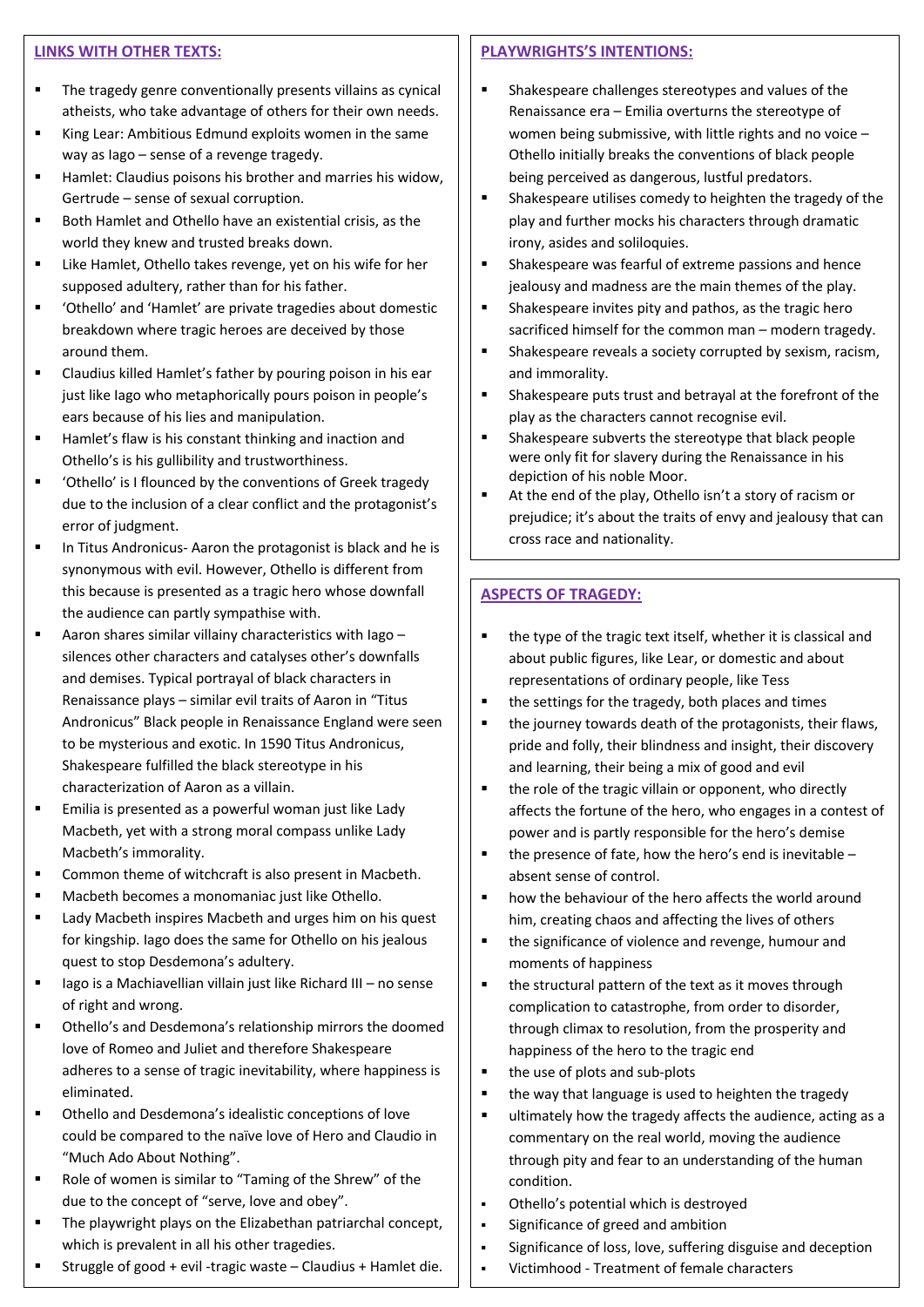## LINKS WITH OTHER TEXTS:

- The tragedy genre conventionally presents villains as cynical atheists, who take advantage of others for their own needs.
- King Lear: Ambitious Edmund exploits women in the same way as Iago – sense of a revenge tragedy.
- Hamlet: Claudius poisons his brother and marries his widow, Gertrude – sense of sexual corruption.
- Both Hamlet and Othello have an existential crisis, as the world they knew and trusted breaks down.
- Like Hamlet, Othello takes revenge, yet on his wife for her supposed adultery, rather than for his father.
- 'Othello' and 'Hamlet' are private tragedies about domestic breakdown where tragic heroes are deceived by those around them.
- Claudius killed Hamlet's father by pouring poison in his ear just like Iago who metaphorically pours poison in people's ears because of his lies and manipulation.
- Hamlet's flaw is his constant thinking and inaction and Othello's is his gullibility and trustworthiness.
- 'Othello' is I flounced by the conventions of Greek tragedy due to the inclusion of a clear conflict and the protagonist's error of judgment.
- In Titus Andronicus- Aaron the protagonist is black and he is synonymous with evil. However, Othello is different from this because is presented as a tragic hero whose downfall the audience can partly sympathise with.
- Aaron shares similar villainy characteristics with Iago – silences other characters and catalyses other's downfalls and demises. Typical portrayal of black characters in Renaissance plays – similar evil traits of Aaron in "Titus Andronicus" Black people in Renaissance England were seen to be mysterious and exotic. In 1590 Titus Andronicus, Shakespeare fulfilled the black stereotype in his characterization of Aaron as a villain.
- Emilia is presented as a powerful woman just like Lady Macbeth, yet with a strong moral compass unlike Lady Macbeth's immorality.
- Common theme of witchcraft is also present in Macbeth.
- Macbeth becomes a monomaniac just like Othello.
- Lady Macbeth inspires Macbeth and urges him on his quest for kingship. Iago does the same for Othello on his jealous quest to stop Desdemona's adultery.
- Iago is a Machiavellian villain just like Richard III – no sense of right and wrong.
- Othello's and Desdemona's relationship mirrors the doomed love of Romeo and Juliet and therefore Shakespeare adheres to a sense of tragic inevitability, where happiness is eliminated.
- Othello and Desdemona's idealistic conceptions of love could be compared to the naïve love of Hero and Claudio in "Much Ado About Nothing".
- Role of women is similar to "Taming of the Shrew" of the due to the concept of "serve, love and obey".
- The playwright plays on the Elizabethan patriarchal concept, which is prevalent in all his other tragedies.
- Struggle of good + evil -tragic waste – Claudius + Hamlet die.

## PLAYWRIGHTS'S INTENTIONS:

- Shakespeare challenges stereotypes and values of the Renaissance era – Emilia overturns the stereotype of women being submissive, with little rights and no voice – Othello initially breaks the conventions of black people being perceived as dangerous, lustful predators.
- Shakespeare utilises comedy to heighten the tragedy of the play and further mocks his characters through dramatic irony, asides and soliloquies.
- Shakespeare was fearful of extreme passions and hence jealousy and madness are the main themes of the play.
- Shakespeare invites pity and pathos, as the tragic hero sacrificed himself for the common man – modern tragedy.
- Shakespeare reveals a society corrupted by sexism, racism, and immorality.
- Shakespeare puts trust and betrayal at the forefront of the play as the characters cannot recognise evil.
- Shakespeare subverts the stereotype that black people were only fit for slavery during the Renaissance in his depiction of his noble Moor.
- At the end of the play, Othello isn't a story of racism or prejudice; it's about the traits of envy and jealousy that can cross race and nationality.

## ASPECTS OF TRAGEDY:

- the type of the tragic text itself, whether it is classical and about public figures, like Lear, or domestic and about representations of ordinary people, like Tess
- the settings for the tragedy, both places and times
- the journey towards death of the protagonists, their flaws, pride and folly, their blindness and insight, their discovery and learning, their being a mix of good and evil
- the role of the tragic villain or opponent, who directly affects the fortune of the hero, who engages in a contest of power and is partly responsible for the hero's demise
- the presence of fate, how the hero's end is inevitable – absent sense of control.
- how the behaviour of the hero affects the world around him, creating chaos and affecting the lives of others
- the significance of violence and revenge, humour and moments of happiness
- the structural pattern of the text as it moves through complication to catastrophe, from order to disorder, through climax to resolution, from the prosperity and happiness of the hero to the tragic end
- the use of plots and sub-plots
- the way that language is used to heighten the tragedy
- ultimately how the tragedy affects the audience, acting as a commentary on the real world, moving the audience through pity and fear to an understanding of the human condition.
- Othello's potential which is destroyed
- Significance of greed and ambition
- Significance of loss, love, suffering disguise and deception
- Victimhood - Treatment of female characters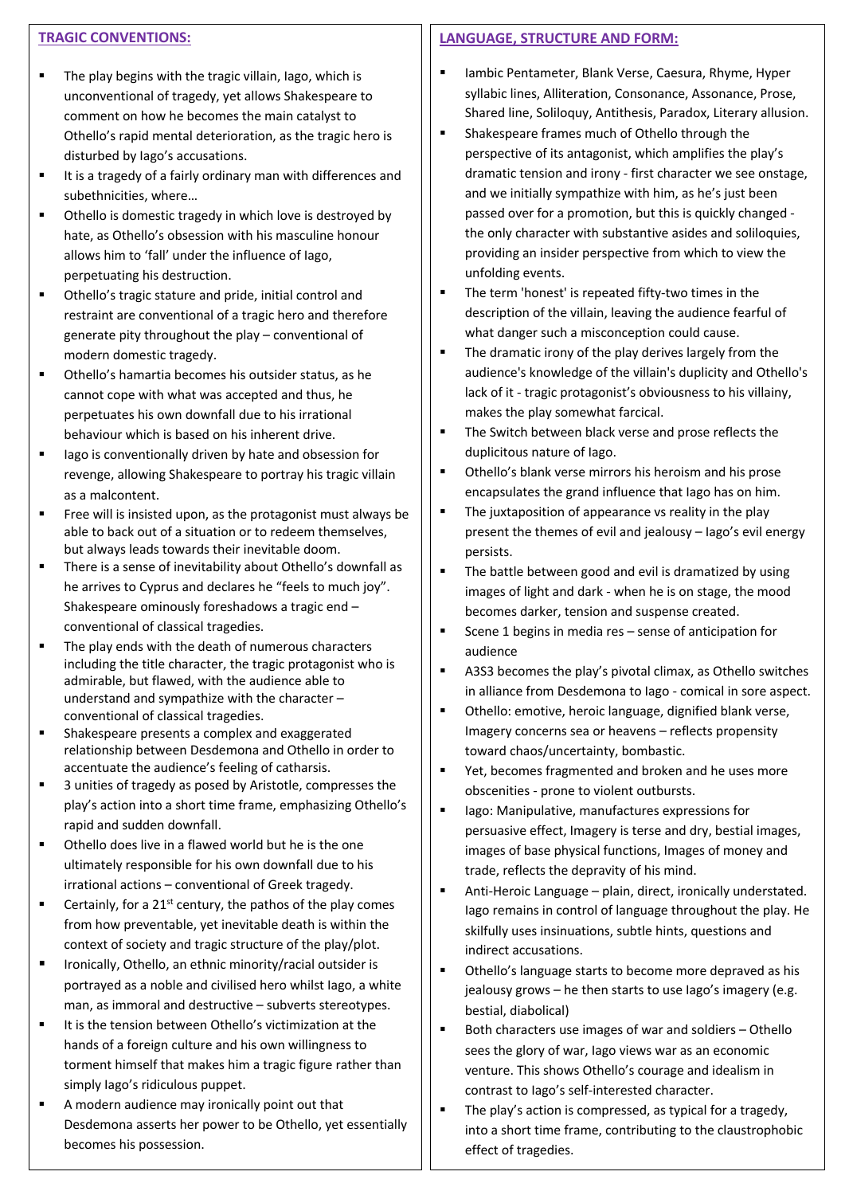## TRAGIC CONVENTIONS:

- The play begins with the tragic villain, Iago, which is unconventional of tragedy, yet allows Shakespeare to comment on how he becomes the main catalyst to Othello's rapid mental deterioration, as the tragic hero is disturbed by Iago's accusations.
- It is a tragedy of a fairly ordinary man with differences and subethnicities, where…
- Othello is domestic tragedy in which love is destroyed by hate, as Othello's obsession with his masculine honour allows him to 'fall' under the influence of Iago, perpetuating his destruction.
- Othello's tragic stature and pride, initial control and restraint are conventional of a tragic hero and therefore generate pity throughout the play – conventional of modern domestic tragedy.
- Othello's hamartia becomes his outsider status, as he cannot cope with what was accepted and thus, he perpetuates his own downfall due to his irrational behaviour which is based on his inherent drive.
- Iago is conventionally driven by hate and obsession for revenge, allowing Shakespeare to portray his tragic villain as a malcontent.
- Free will is insisted upon, as the protagonist must always be able to back out of a situation or to redeem themselves, but always leads towards their inevitable doom.
- There is a sense of inevitability about Othello's downfall as he arrives to Cyprus and declares he "feels to much joy". Shakespeare ominously foreshadows a tragic end – conventional of classical tragedies.
- The play ends with the death of numerous characters including the title character, the tragic protagonist who is admirable, but flawed, with the audience able to understand and sympathize with the character – conventional of classical tragedies.
- Shakespeare presents a complex and exaggerated relationship between Desdemona and Othello in order to accentuate the audience's feeling of catharsis.
- 3 unities of tragedy as posed by Aristotle, compresses the play's action into a short time frame, emphasizing Othello's rapid and sudden downfall.
- Othello does live in a flawed world but he is the one ultimately responsible for his own downfall due to his irrational actions – conventional of Greek tragedy.
- Certainly, for a 21st century, the pathos of the play comes from how preventable, yet inevitable death is within the context of society and tragic structure of the play/plot.
- Ironically, Othello, an ethnic minority/racial outsider is portrayed as a noble and civilised hero whilst Iago, a white man, as immoral and destructive – subverts stereotypes.
- It is the tension between Othello's victimization at the hands of a foreign culture and his own willingness to torment himself that makes him a tragic figure rather than simply Iago's ridiculous puppet.
- A modern audience may ironically point out that Desdemona asserts her power to be Othello, yet essentially becomes his possession.

## LANGUAGE, STRUCTURE AND FORM:

- Iambic Pentameter, Blank Verse, Caesura, Rhyme, Hyper syllabic lines, Alliteration, Consonance, Assonance, Prose, Shared line, Soliloquy, Antithesis, Paradox, Literary allusion.
- Shakespeare frames much of Othello through the perspective of its antagonist, which amplifies the play's dramatic tension and irony - first character we see onstage, and we initially sympathize with him, as he's just been passed over for a promotion, but this is quickly changed - the only character with substantive asides and soliloquies, providing an insider perspective from which to view the unfolding events.
- The term 'honest' is repeated fifty-two times in the description of the villain, leaving the audience fearful of what danger such a misconception could cause.
- The dramatic irony of the play derives largely from the audience's knowledge of the villain's duplicity and Othello's lack of it - tragic protagonist's obviousness to his villainy, makes the play somewhat farcical.
- The Switch between black verse and prose reflects the duplicitous nature of Iago.
- Othello's blank verse mirrors his heroism and his prose encapsulates the grand influence that Iago has on him.
- The juxtaposition of appearance vs reality in the play present the themes of evil and jealousy – Iago's evil energy persists.
- The battle between good and evil is dramatized by using images of light and dark - when he is on stage, the mood becomes darker, tension and suspense created.
- Scene 1 begins in media res – sense of anticipation for audience
- A3S3 becomes the play's pivotal climax, as Othello switches in alliance from Desdemona to Iago - comical in sore aspect.
- Othello: emotive, heroic language, dignified blank verse, Imagery concerns sea or heavens – reflects propensity toward chaos/uncertainty, bombastic.
- Yet, becomes fragmented and broken and he uses more obscenities - prone to violent outbursts.
- Iago: Manipulative, manufactures expressions for persuasive effect, Imagery is terse and dry, bestial images, images of base physical functions, Images of money and trade, reflects the depravity of his mind.
- Anti-Heroic Language – plain, direct, ironically understated. Iago remains in control of language throughout the play. He skilfully uses insinuations, subtle hints, questions and indirect accusations.
- Othello's language starts to become more depraved as his jealousy grows – he then starts to use Iago's imagery (e.g. bestial, diabolical)
- Both characters use images of war and soldiers – Othello sees the glory of war, Iago views war as an economic venture. This shows Othello's courage and idealism in contrast to Iago's self-interested character.
- The play's action is compressed, as typical for a tragedy, into a short time frame, contributing to the claustrophobic effect of tragedies.